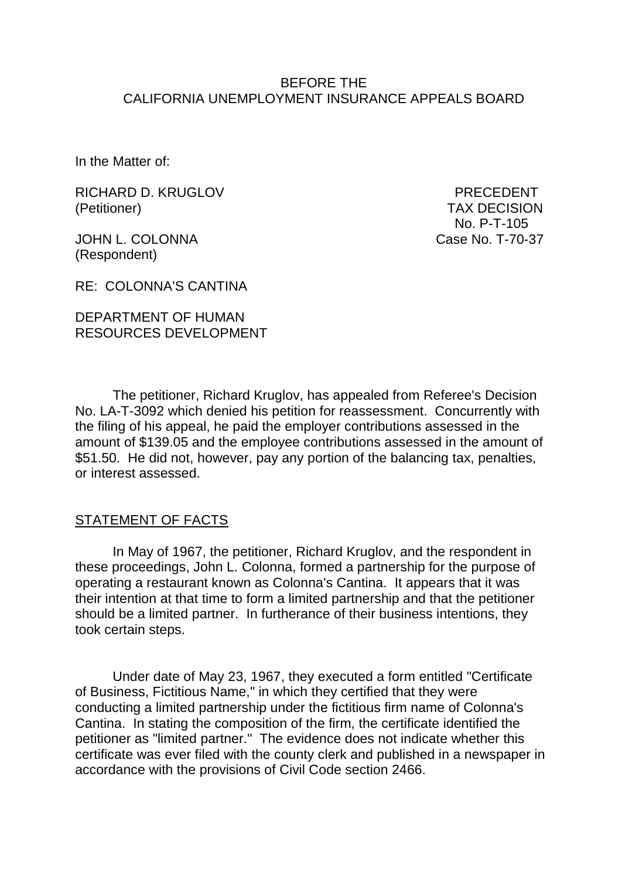BEFORE THE
CALIFORNIA UNEMPLOYMENT INSURANCE APPEALS BOARD

In the Matter of:

RICHARD D. KRUGLOV
(Petitioner)

PRECEDENT
TAX DECISION
No. P-T-105

JOHN L. COLONNA
(Respondent)

Case No. T-70-37

RE: COLONNA'S CANTINA

DEPARTMENT OF HUMAN
RESOURCES DEVELOPMENT

The petitioner, Richard Kruglov, has appealed from Referee's Decision No. LA-T-3092 which denied his petition for reassessment. Concurrently with the filing of his appeal, he paid the employer contributions assessed in the amount of $139.05 and the employee contributions assessed in the amount of $51.50. He did not, however, pay any portion of the balancing tax, penalties, or interest assessed.

## STATEMENT OF FACTS

In May of 1967, the petitioner, Richard Kruglov, and the respondent in these proceedings, John L. Colonna, formed a partnership for the purpose of operating a restaurant known as Colonna's Cantina. It appears that it was their intention at that time to form a limited partnership and that the petitioner should be a limited partner. In furtherance of their business intentions, they took certain steps.

Under date of May 23, 1967, they executed a form entitled "Certificate of Business, Fictitious Name," in which they certified that they were conducting a limited partnership under the fictitious firm name of Colonna's Cantina. In stating the composition of the firm, the certificate identified the petitioner as "limited partner." The evidence does not indicate whether this certificate was ever filed with the county clerk and published in a newspaper in accordance with the provisions of Civil Code section 2466.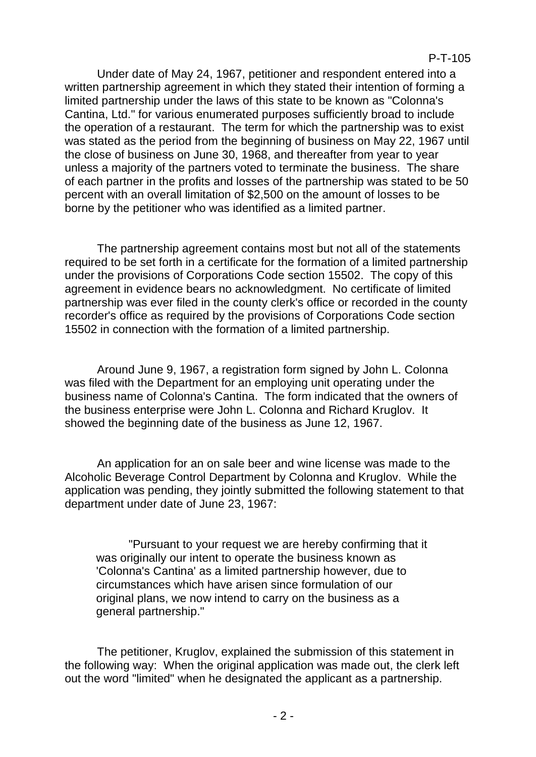Under date of May 24, 1967, petitioner and respondent entered into a written partnership agreement in which they stated their intention of forming a limited partnership under the laws of this state to be known as "Colonna's Cantina, Ltd." for various enumerated purposes sufficiently broad to include the operation of a restaurant. The term for which the partnership was to exist was stated as the period from the beginning of business on May 22, 1967 until the close of business on June 30, 1968, and thereafter from year to year unless a majority of the partners voted to terminate the business. The share of each partner in the profits and losses of the partnership was stated to be 50 percent with an overall limitation of $2,500 on the amount of losses to be borne by the petitioner who was identified as a limited partner.

The partnership agreement contains most but not all of the statements required to be set forth in a certificate for the formation of a limited partnership under the provisions of Corporations Code section 15502. The copy of this agreement in evidence bears no acknowledgment. No certificate of limited partnership was ever filed in the county clerk's office or recorded in the county recorder's office as required by the provisions of Corporations Code section 15502 in connection with the formation of a limited partnership.

Around June 9, 1967, a registration form signed by John L. Colonna was filed with the Department for an employing unit operating under the business name of Colonna's Cantina. The form indicated that the owners of the business enterprise were John L. Colonna and Richard Kruglov. It showed the beginning date of the business as June 12, 1967.

An application for an on sale beer and wine license was made to the Alcoholic Beverage Control Department by Colonna and Kruglov. While the application was pending, they jointly submitted the following statement to that department under date of June 23, 1967:

> "Pursuant to your request we are hereby confirming that it was originally our intent to operate the business known as 'Colonna's Cantina' as a limited partnership however, due to circumstances which have arisen since formulation of our original plans, we now intend to carry on the business as a general partnership."

The petitioner, Kruglov, explained the submission of this statement in the following way: When the original application was made out, the clerk left out the word "limited" when he designated the applicant as a partnership.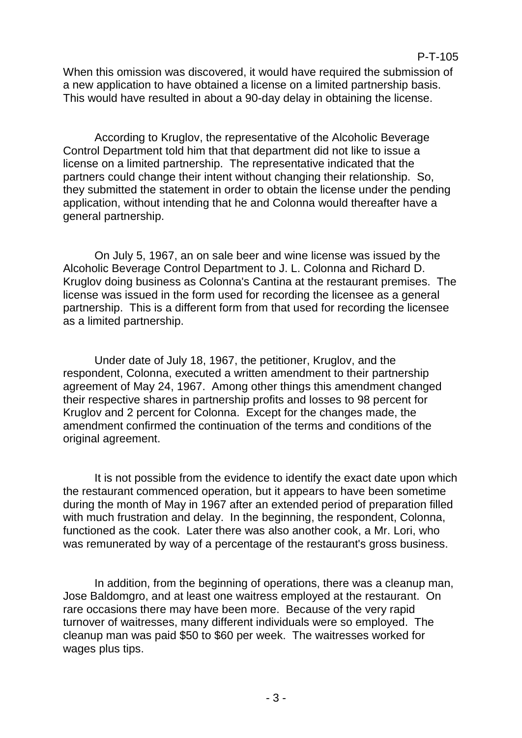When this omission was discovered, it would have required the submission of a new application to have obtained a license on a limited partnership basis. This would have resulted in about a 90-day delay in obtaining the license.

According to Kruglov, the representative of the Alcoholic Beverage Control Department told him that that department did not like to issue a license on a limited partnership. The representative indicated that the partners could change their intent without changing their relationship. So, they submitted the statement in order to obtain the license under the pending application, without intending that he and Colonna would thereafter have a general partnership.

On July 5, 1967, an on sale beer and wine license was issued by the Alcoholic Beverage Control Department to J. L. Colonna and Richard D. Kruglov doing business as Colonna's Cantina at the restaurant premises. The license was issued in the form used for recording the licensee as a general partnership. This is a different form from that used for recording the licensee as a limited partnership.

Under date of July 18, 1967, the petitioner, Kruglov, and the respondent, Colonna, executed a written amendment to their partnership agreement of May 24, 1967. Among other things this amendment changed their respective shares in partnership profits and losses to 98 percent for Kruglov and 2 percent for Colonna. Except for the changes made, the amendment confirmed the continuation of the terms and conditions of the original agreement.

It is not possible from the evidence to identify the exact date upon which the restaurant commenced operation, but it appears to have been sometime during the month of May in 1967 after an extended period of preparation filled with much frustration and delay. In the beginning, the respondent, Colonna, functioned as the cook. Later there was also another cook, a Mr. Lori, who was remunerated by way of a percentage of the restaurant's gross business.

In addition, from the beginning of operations, there was a cleanup man, Jose Baldomgro, and at least one waitress employed at the restaurant. On rare occasions there may have been more. Because of the very rapid turnover of waitresses, many different individuals were so employed. The cleanup man was paid \$50 to \$60 per week. The waitresses worked for wages plus tips.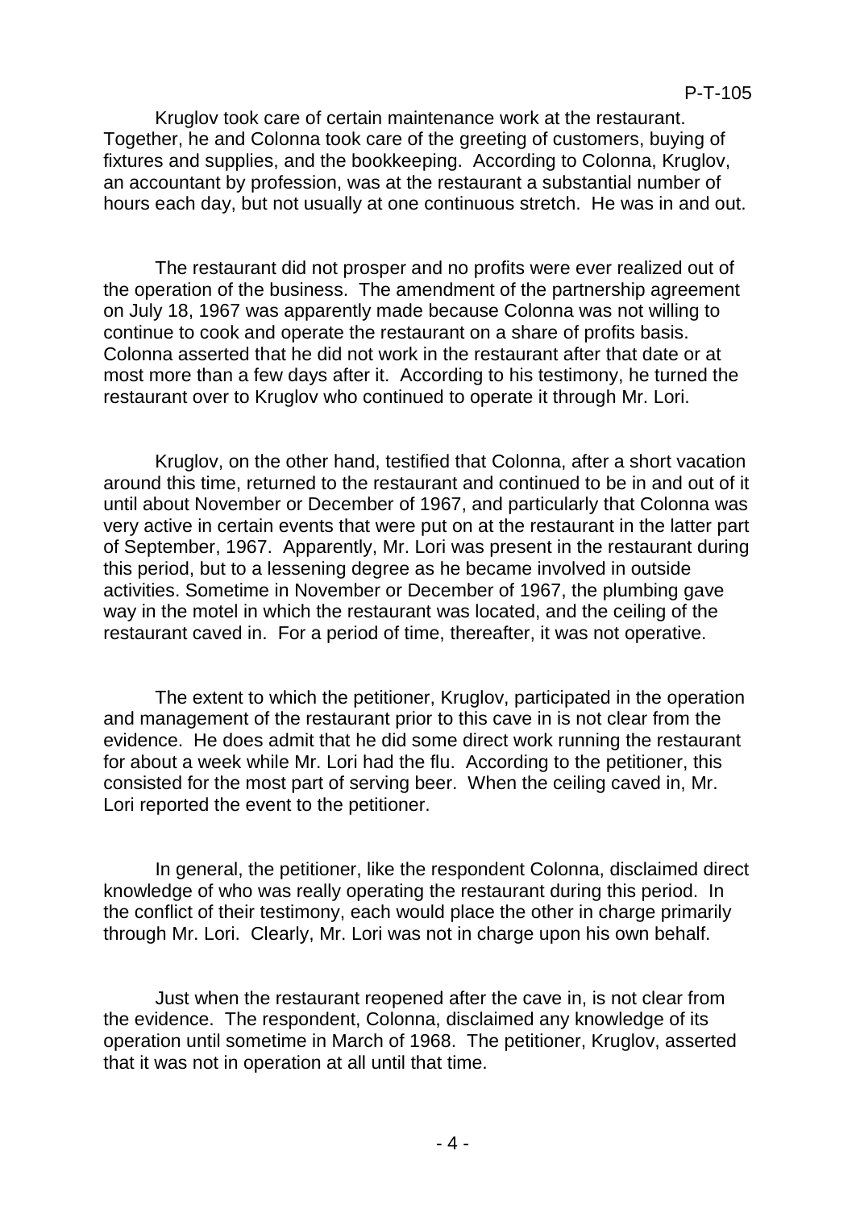Kruglov took care of certain maintenance work at the restaurant. Together, he and Colonna took care of the greeting of customers, buying of fixtures and supplies, and the bookkeeping. According to Colonna, Kruglov, an accountant by profession, was at the restaurant a substantial number of hours each day, but not usually at one continuous stretch. He was in and out.

The restaurant did not prosper and no profits were ever realized out of the operation of the business. The amendment of the partnership agreement on July 18, 1967 was apparently made because Colonna was not willing to continue to cook and operate the restaurant on a share of profits basis. Colonna asserted that he did not work in the restaurant after that date or at most more than a few days after it. According to his testimony, he turned the restaurant over to Kruglov who continued to operate it through Mr. Lori.

Kruglov, on the other hand, testified that Colonna, after a short vacation around this time, returned to the restaurant and continued to be in and out of it until about November or December of 1967, and particularly that Colonna was very active in certain events that were put on at the restaurant in the latter part of September, 1967. Apparently, Mr. Lori was present in the restaurant during this period, but to a lessening degree as he became involved in outside activities. Sometime in November or December of 1967, the plumbing gave way in the motel in which the restaurant was located, and the ceiling of the restaurant caved in. For a period of time, thereafter, it was not operative.

The extent to which the petitioner, Kruglov, participated in the operation and management of the restaurant prior to this cave in is not clear from the evidence. He does admit that he did some direct work running the restaurant for about a week while Mr. Lori had the flu. According to the petitioner, this consisted for the most part of serving beer. When the ceiling caved in, Mr. Lori reported the event to the petitioner.

In general, the petitioner, like the respondent Colonna, disclaimed direct knowledge of who was really operating the restaurant during this period. In the conflict of their testimony, each would place the other in charge primarily through Mr. Lori. Clearly, Mr. Lori was not in charge upon his own behalf.

Just when the restaurant reopened after the cave in, is not clear from the evidence. The respondent, Colonna, disclaimed any knowledge of its operation until sometime in March of 1968. The petitioner, Kruglov, asserted that it was not in operation at all until that time.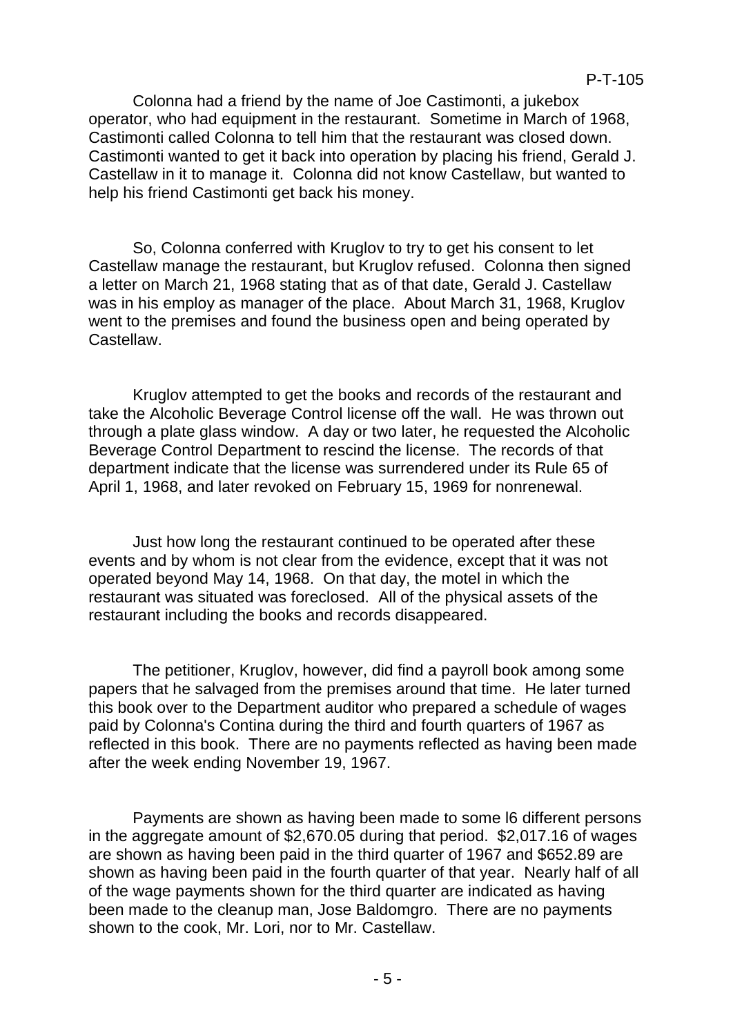Colonna had a friend by the name of Joe Castimonti, a jukebox operator, who had equipment in the restaurant. Sometime in March of 1968, Castimonti called Colonna to tell him that the restaurant was closed down. Castimonti wanted to get it back into operation by placing his friend, Gerald J. Castellaw in it to manage it. Colonna did not know Castellaw, but wanted to help his friend Castimonti get back his money.

So, Colonna conferred with Kruglov to try to get his consent to let Castellaw manage the restaurant, but Kruglov refused. Colonna then signed a letter on March 21, 1968 stating that as of that date, Gerald J. Castellaw was in his employ as manager of the place. About March 31, 1968, Kruglov went to the premises and found the business open and being operated by Castellaw.

Kruglov attempted to get the books and records of the restaurant and take the Alcoholic Beverage Control license off the wall. He was thrown out through a plate glass window. A day or two later, he requested the Alcoholic Beverage Control Department to rescind the license. The records of that department indicate that the license was surrendered under its Rule 65 of April 1, 1968, and later revoked on February 15, 1969 for nonrenewal.

Just how long the restaurant continued to be operated after these events and by whom is not clear from the evidence, except that it was not operated beyond May 14, 1968. On that day, the motel in which the restaurant was situated was foreclosed. All of the physical assets of the restaurant including the books and records disappeared.

The petitioner, Kruglov, however, did find a payroll book among some papers that he salvaged from the premises around that time. He later turned this book over to the Department auditor who prepared a schedule of wages paid by Colonna's Contina during the third and fourth quarters of 1967 as reflected in this book. There are no payments reflected as having been made after the week ending November 19, 1967.

Payments are shown as having been made to some l6 different persons in the aggregate amount of $2,670.05 during that period. $2,017.16 of wages are shown as having been paid in the third quarter of 1967 and $652.89 are shown as having been paid in the fourth quarter of that year. Nearly half of all of the wage payments shown for the third quarter are indicated as having been made to the cleanup man, Jose Baldomgro. There are no payments shown to the cook, Mr. Lori, nor to Mr. Castellaw.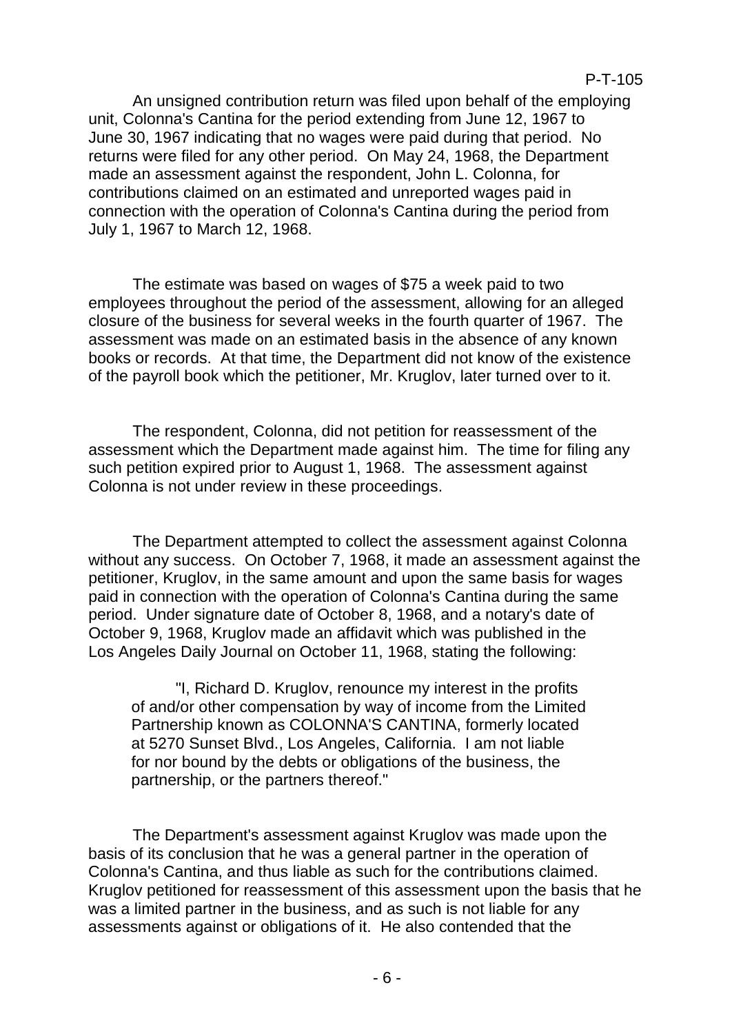An unsigned contribution return was filed upon behalf of the employing unit, Colonna's Cantina for the period extending from June 12, 1967 to June 30, 1967 indicating that no wages were paid during that period. No returns were filed for any other period. On May 24, 1968, the Department made an assessment against the respondent, John L. Colonna, for contributions claimed on an estimated and unreported wages paid in connection with the operation of Colonna's Cantina during the period from July 1, 1967 to March 12, 1968.

The estimate was based on wages of $75 a week paid to two employees throughout the period of the assessment, allowing for an alleged closure of the business for several weeks in the fourth quarter of 1967. The assessment was made on an estimated basis in the absence of any known books or records. At that time, the Department did not know of the existence of the payroll book which the petitioner, Mr. Kruglov, later turned over to it.

The respondent, Colonna, did not petition for reassessment of the assessment which the Department made against him. The time for filing any such petition expired prior to August 1, 1968. The assessment against Colonna is not under review in these proceedings.

The Department attempted to collect the assessment against Colonna without any success. On October 7, 1968, it made an assessment against the petitioner, Kruglov, in the same amount and upon the same basis for wages paid in connection with the operation of Colonna's Cantina during the same period. Under signature date of October 8, 1968, and a notary's date of October 9, 1968, Kruglov made an affidavit which was published in the Los Angeles Daily Journal on October 11, 1968, stating the following:

> "I, Richard D. Kruglov, renounce my interest in the profits of and/or other compensation by way of income from the Limited Partnership known as COLONNA'S CANTINA, formerly located at 5270 Sunset Blvd., Los Angeles, California. I am not liable for nor bound by the debts or obligations of the business, the partnership, or the partners thereof."

The Department's assessment against Kruglov was made upon the basis of its conclusion that he was a general partner in the operation of Colonna's Cantina, and thus liable as such for the contributions claimed. Kruglov petitioned for reassessment of this assessment upon the basis that he was a limited partner in the business, and as such is not liable for any assessments against or obligations of it. He also contended that the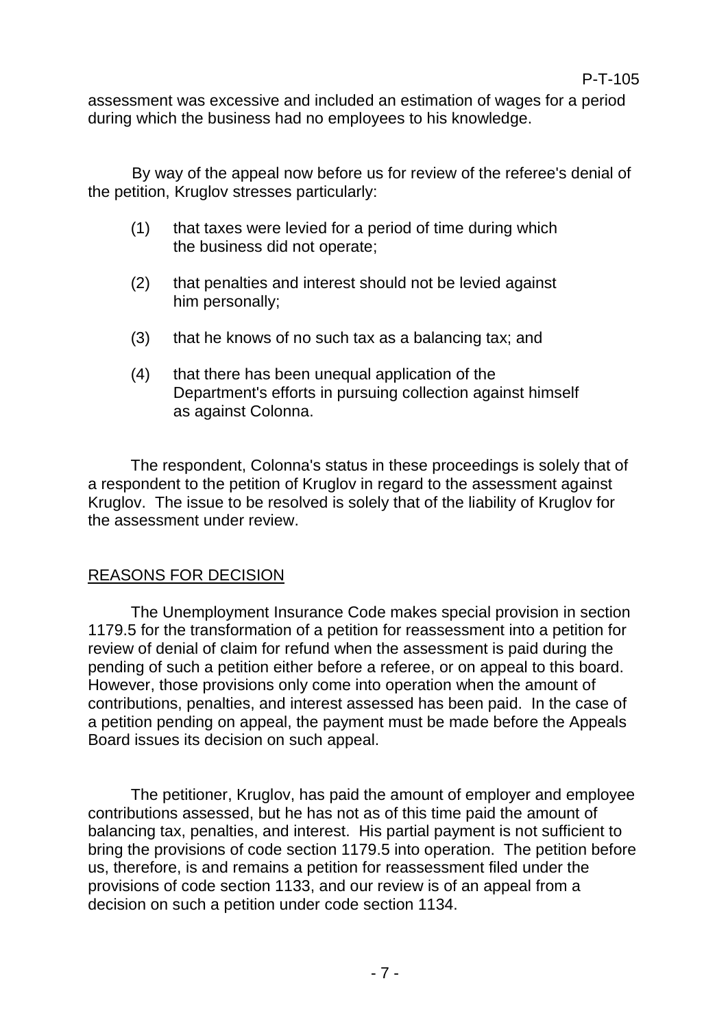assessment was excessive and included an estimation of wages for a period during which the business had no employees to his knowledge.

By way of the appeal now before us for review of the referee's denial of the petition, Kruglov stresses particularly:

(1) that taxes were levied for a period of time during which the business did not operate;

(2) that penalties and interest should not be levied against him personally;

(3) that he knows of no such tax as a balancing tax; and

(4) that there has been unequal application of the Department's efforts in pursuing collection against himself as against Colonna.

The respondent, Colonna's status in these proceedings is solely that of a respondent to the petition of Kruglov in regard to the assessment against Kruglov. The issue to be resolved is solely that of the liability of Kruglov for the assessment under review.

## REASONS FOR DECISION

The Unemployment Insurance Code makes special provision in section 1179.5 for the transformation of a petition for reassessment into a petition for review of denial of claim for refund when the assessment is paid during the pending of such a petition either before a referee, or on appeal to this board. However, those provisions only come into operation when the amount of contributions, penalties, and interest assessed has been paid. In the case of a petition pending on appeal, the payment must be made before the Appeals Board issues its decision on such appeal.

The petitioner, Kruglov, has paid the amount of employer and employee contributions assessed, but he has not as of this time paid the amount of balancing tax, penalties, and interest. His partial payment is not sufficient to bring the provisions of code section 1179.5 into operation. The petition before us, therefore, is and remains a petition for reassessment filed under the provisions of code section 1133, and our review is of an appeal from a decision on such a petition under code section 1134.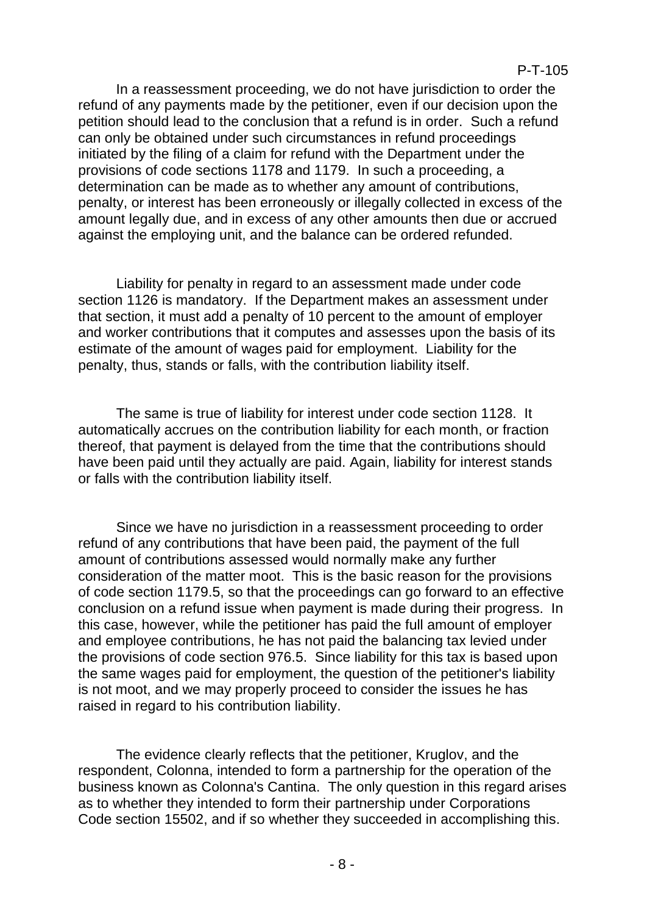In a reassessment proceeding, we do not have jurisdiction to order the refund of any payments made by the petitioner, even if our decision upon the petition should lead to the conclusion that a refund is in order. Such a refund can only be obtained under such circumstances in refund proceedings initiated by the filing of a claim for refund with the Department under the provisions of code sections 1178 and 1179. In such a proceeding, a determination can be made as to whether any amount of contributions, penalty, or interest has been erroneously or illegally collected in excess of the amount legally due, and in excess of any other amounts then due or accrued against the employing unit, and the balance can be ordered refunded.

Liability for penalty in regard to an assessment made under code section 1126 is mandatory. If the Department makes an assessment under that section, it must add a penalty of 10 percent to the amount of employer and worker contributions that it computes and assesses upon the basis of its estimate of the amount of wages paid for employment. Liability for the penalty, thus, stands or falls, with the contribution liability itself.

The same is true of liability for interest under code section 1128. It automatically accrues on the contribution liability for each month, or fraction thereof, that payment is delayed from the time that the contributions should have been paid until they actually are paid. Again, liability for interest stands or falls with the contribution liability itself.

Since we have no jurisdiction in a reassessment proceeding to order refund of any contributions that have been paid, the payment of the full amount of contributions assessed would normally make any further consideration of the matter moot. This is the basic reason for the provisions of code section 1179.5, so that the proceedings can go forward to an effective conclusion on a refund issue when payment is made during their progress. In this case, however, while the petitioner has paid the full amount of employer and employee contributions, he has not paid the balancing tax levied under the provisions of code section 976.5. Since liability for this tax is based upon the same wages paid for employment, the question of the petitioner's liability is not moot, and we may properly proceed to consider the issues he has raised in regard to his contribution liability.

The evidence clearly reflects that the petitioner, Kruglov, and the respondent, Colonna, intended to form a partnership for the operation of the business known as Colonna's Cantina. The only question in this regard arises as to whether they intended to form their partnership under Corporations Code section 15502, and if so whether they succeeded in accomplishing this.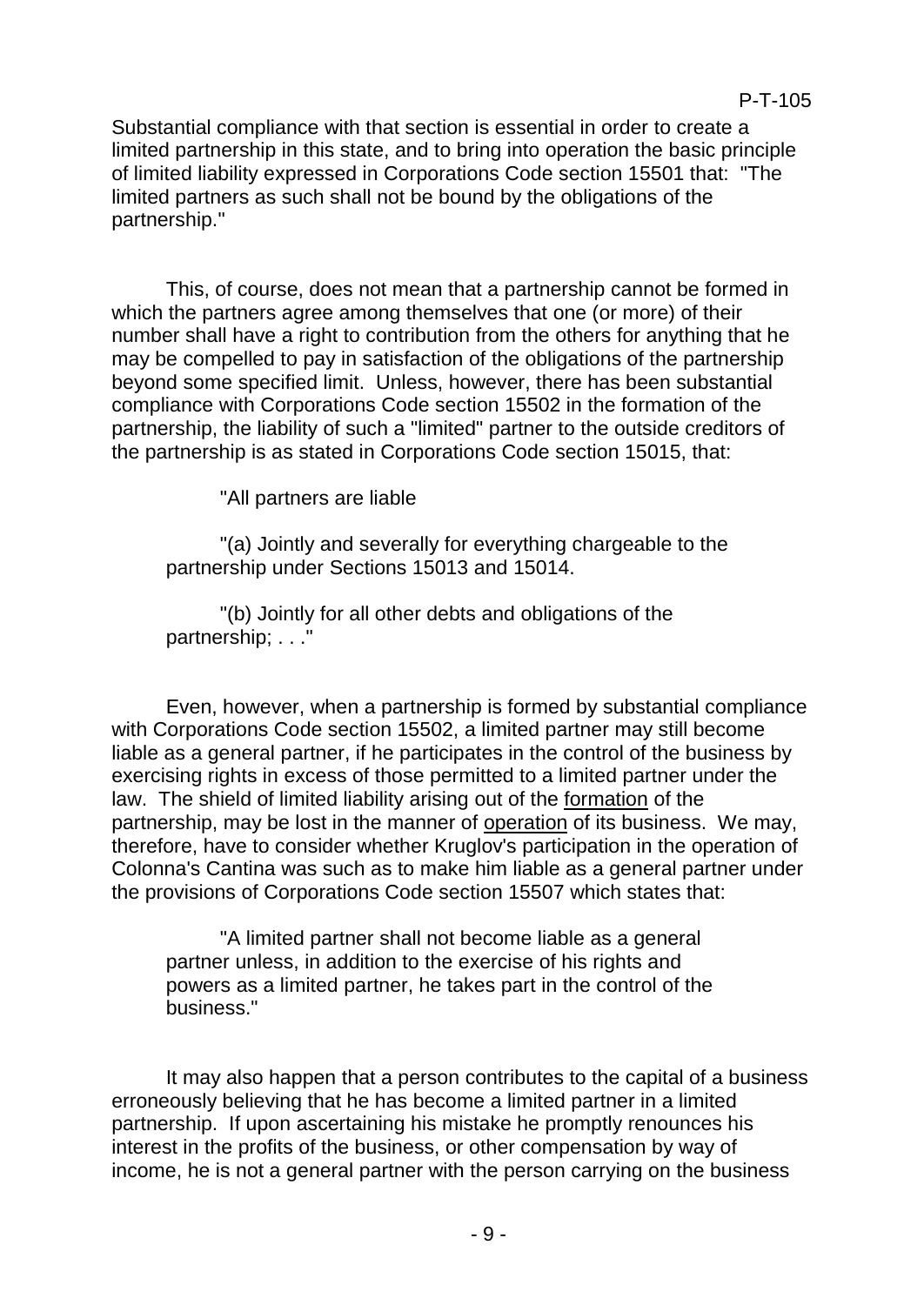Substantial compliance with that section is essential in order to create a limited partnership in this state, and to bring into operation the basic principle of limited liability expressed in Corporations Code section 15501 that: "The limited partners as such shall not be bound by the obligations of the partnership."

This, of course, does not mean that a partnership cannot be formed in which the partners agree among themselves that one (or more) of their number shall have a right to contribution from the others for anything that he may be compelled to pay in satisfaction of the obligations of the partnership beyond some specified limit. Unless, however, there has been substantial compliance with Corporations Code section 15502 in the formation of the partnership, the liability of such a "limited" partner to the outside creditors of the partnership is as stated in Corporations Code section 15015, that:

> "All partners are liable
>
> "(a) Jointly and severally for everything chargeable to the partnership under Sections 15013 and 15014.
>
> "(b) Jointly for all other debts and obligations of the partnership; . . ."

Even, however, when a partnership is formed by substantial compliance with Corporations Code section 15502, a limited partner may still become liable as a general partner, if he participates in the control of the business by exercising rights in excess of those permitted to a limited partner under the law. The shield of limited liability arising out of the <u>formation</u> of the partnership, may be lost in the manner of <u>operation</u> of its business. We may, therefore, have to consider whether Kruglov's participation in the operation of Colonna's Cantina was such as to make him liable as a general partner under the provisions of Corporations Code section 15507 which states that:

> "A limited partner shall not become liable as a general partner unless, in addition to the exercise of his rights and powers as a limited partner, he takes part in the control of the business."

It may also happen that a person contributes to the capital of a business erroneously believing that he has become a limited partner in a limited partnership. If upon ascertaining his mistake he promptly renounces his interest in the profits of the business, or other compensation by way of income, he is not a general partner with the person carrying on the business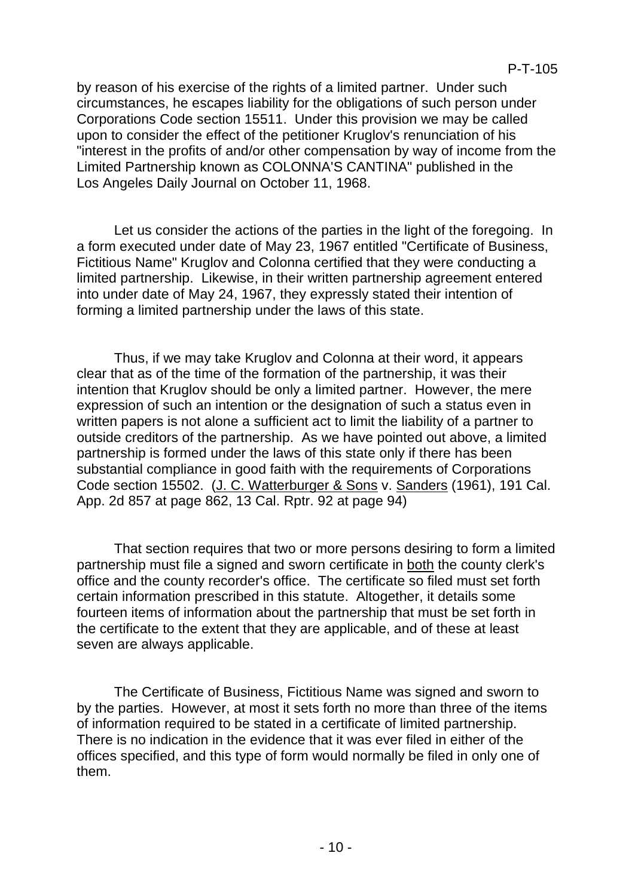by reason of his exercise of the rights of a limited partner. Under such circumstances, he escapes liability for the obligations of such person under Corporations Code section 15511. Under this provision we may be called upon to consider the effect of the petitioner Kruglov's renunciation of his "interest in the profits of and/or other compensation by way of income from the Limited Partnership known as COLONNA'S CANTINA" published in the Los Angeles Daily Journal on October 11, 1968.

Let us consider the actions of the parties in the light of the foregoing. In a form executed under date of May 23, 1967 entitled "Certificate of Business, Fictitious Name" Kruglov and Colonna certified that they were conducting a limited partnership. Likewise, in their written partnership agreement entered into under date of May 24, 1967, they expressly stated their intention of forming a limited partnership under the laws of this state.

Thus, if we may take Kruglov and Colonna at their word, it appears clear that as of the time of the formation of the partnership, it was their intention that Kruglov should be only a limited partner. However, the mere expression of such an intention or the designation of such a status even in written papers is not alone a sufficient act to limit the liability of a partner to outside creditors of the partnership. As we have pointed out above, a limited partnership is formed under the laws of this state only if there has been substantial compliance in good faith with the requirements of Corporations Code section 15502. (J. C. Watterburger & Sons v. Sanders (1961), 191 Cal. App. 2d 857 at page 862, 13 Cal. Rptr. 92 at page 94)

That section requires that two or more persons desiring to form a limited partnership must file a signed and sworn certificate in both the county clerk's office and the county recorder's office. The certificate so filed must set forth certain information prescribed in this statute. Altogether, it details some fourteen items of information about the partnership that must be set forth in the certificate to the extent that they are applicable, and of these at least seven are always applicable.

The Certificate of Business, Fictitious Name was signed and sworn to by the parties. However, at most it sets forth no more than three of the items of information required to be stated in a certificate of limited partnership. There is no indication in the evidence that it was ever filed in either of the offices specified, and this type of form would normally be filed in only one of them.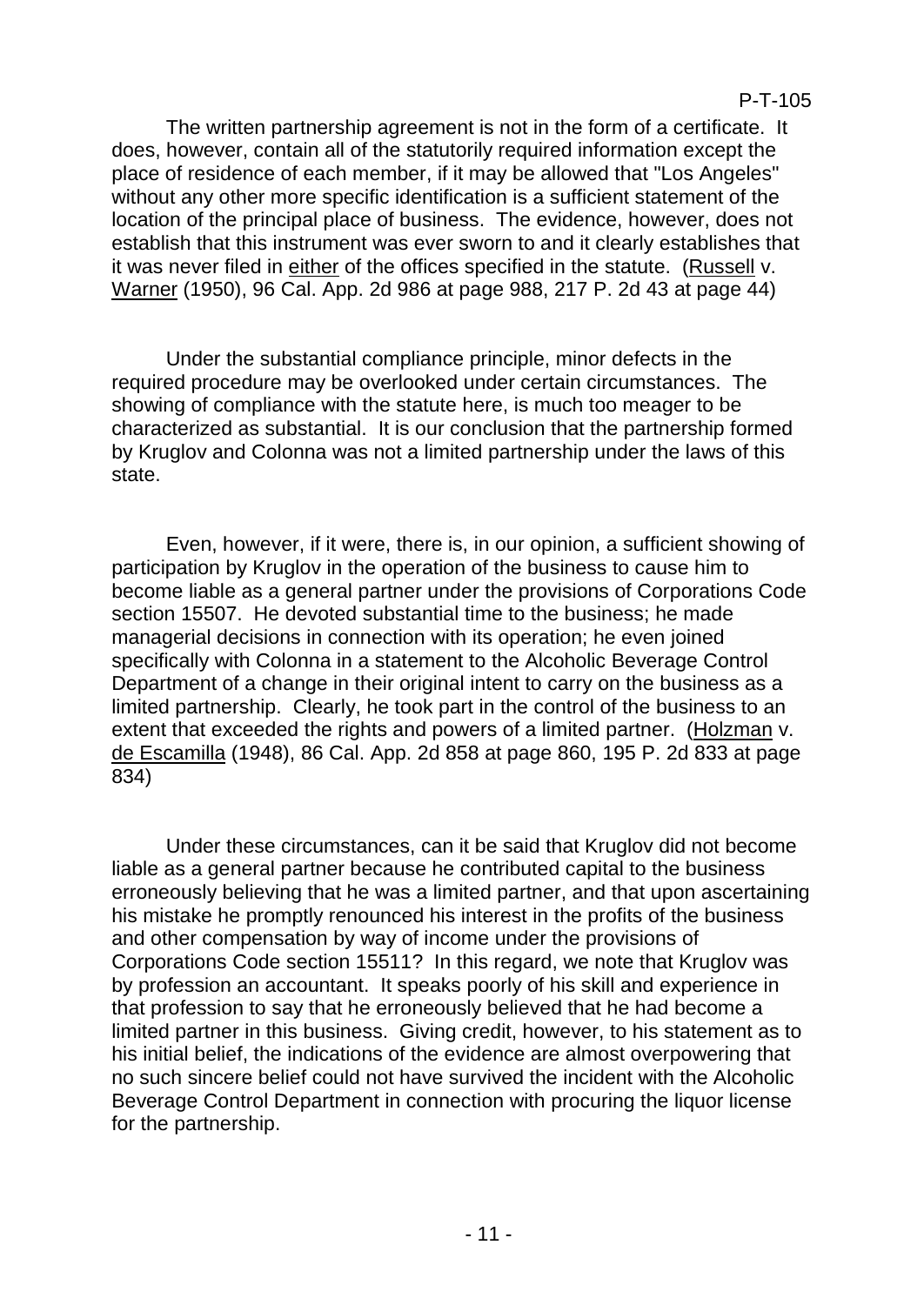The written partnership agreement is not in the form of a certificate. It does, however, contain all of the statutorily required information except the place of residence of each member, if it may be allowed that "Los Angeles" without any other more specific identification is a sufficient statement of the location of the principal place of business. The evidence, however, does not establish that this instrument was ever sworn to and it clearly establishes that it was never filed in either of the offices specified in the statute. (Russell v. Warner (1950), 96 Cal. App. 2d 986 at page 988, 217 P. 2d 43 at page 44)

Under the substantial compliance principle, minor defects in the required procedure may be overlooked under certain circumstances. The showing of compliance with the statute here, is much too meager to be characterized as substantial. It is our conclusion that the partnership formed by Kruglov and Colonna was not a limited partnership under the laws of this state.

Even, however, if it were, there is, in our opinion, a sufficient showing of participation by Kruglov in the operation of the business to cause him to become liable as a general partner under the provisions of Corporations Code section 15507. He devoted substantial time to the business; he made managerial decisions in connection with its operation; he even joined specifically with Colonna in a statement to the Alcoholic Beverage Control Department of a change in their original intent to carry on the business as a limited partnership. Clearly, he took part in the control of the business to an extent that exceeded the rights and powers of a limited partner. (Holzman v. de Escamilla (1948), 86 Cal. App. 2d 858 at page 860, 195 P. 2d 833 at page 834)

Under these circumstances, can it be said that Kruglov did not become liable as a general partner because he contributed capital to the business erroneously believing that he was a limited partner, and that upon ascertaining his mistake he promptly renounced his interest in the profits of the business and other compensation by way of income under the provisions of Corporations Code section 15511? In this regard, we note that Kruglov was by profession an accountant. It speaks poorly of his skill and experience in that profession to say that he erroneously believed that he had become a limited partner in this business. Giving credit, however, to his statement as to his initial belief, the indications of the evidence are almost overpowering that no such sincere belief could not have survived the incident with the Alcoholic Beverage Control Department in connection with procuring the liquor license for the partnership.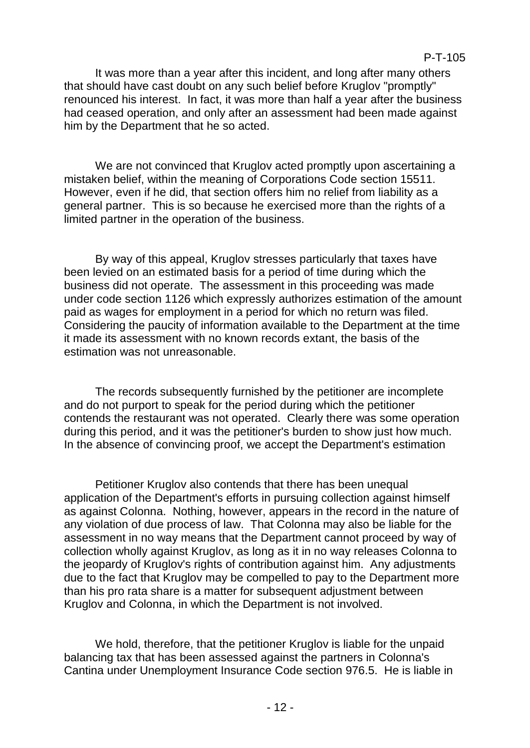It was more than a year after this incident, and long after many others that should have cast doubt on any such belief before Kruglov "promptly" renounced his interest. In fact, it was more than half a year after the business had ceased operation, and only after an assessment had been made against him by the Department that he so acted.

We are not convinced that Kruglov acted promptly upon ascertaining a mistaken belief, within the meaning of Corporations Code section 15511. However, even if he did, that section offers him no relief from liability as a general partner. This is so because he exercised more than the rights of a limited partner in the operation of the business.

By way of this appeal, Kruglov stresses particularly that taxes have been levied on an estimated basis for a period of time during which the business did not operate. The assessment in this proceeding was made under code section 1126 which expressly authorizes estimation of the amount paid as wages for employment in a period for which no return was filed. Considering the paucity of information available to the Department at the time it made its assessment with no known records extant, the basis of the estimation was not unreasonable.

The records subsequently furnished by the petitioner are incomplete and do not purport to speak for the period during which the petitioner contends the restaurant was not operated. Clearly there was some operation during this period, and it was the petitioner's burden to show just how much. In the absence of convincing proof, we accept the Department's estimation

Petitioner Kruglov also contends that there has been unequal application of the Department's efforts in pursuing collection against himself as against Colonna. Nothing, however, appears in the record in the nature of any violation of due process of law. That Colonna may also be liable for the assessment in no way means that the Department cannot proceed by way of collection wholly against Kruglov, as long as it in no way releases Colonna to the jeopardy of Kruglov's rights of contribution against him. Any adjustments due to the fact that Kruglov may be compelled to pay to the Department more than his pro rata share is a matter for subsequent adjustment between Kruglov and Colonna, in which the Department is not involved.

We hold, therefore, that the petitioner Kruglov is liable for the unpaid balancing tax that has been assessed against the partners in Colonna's Cantina under Unemployment Insurance Code section 976.5. He is liable in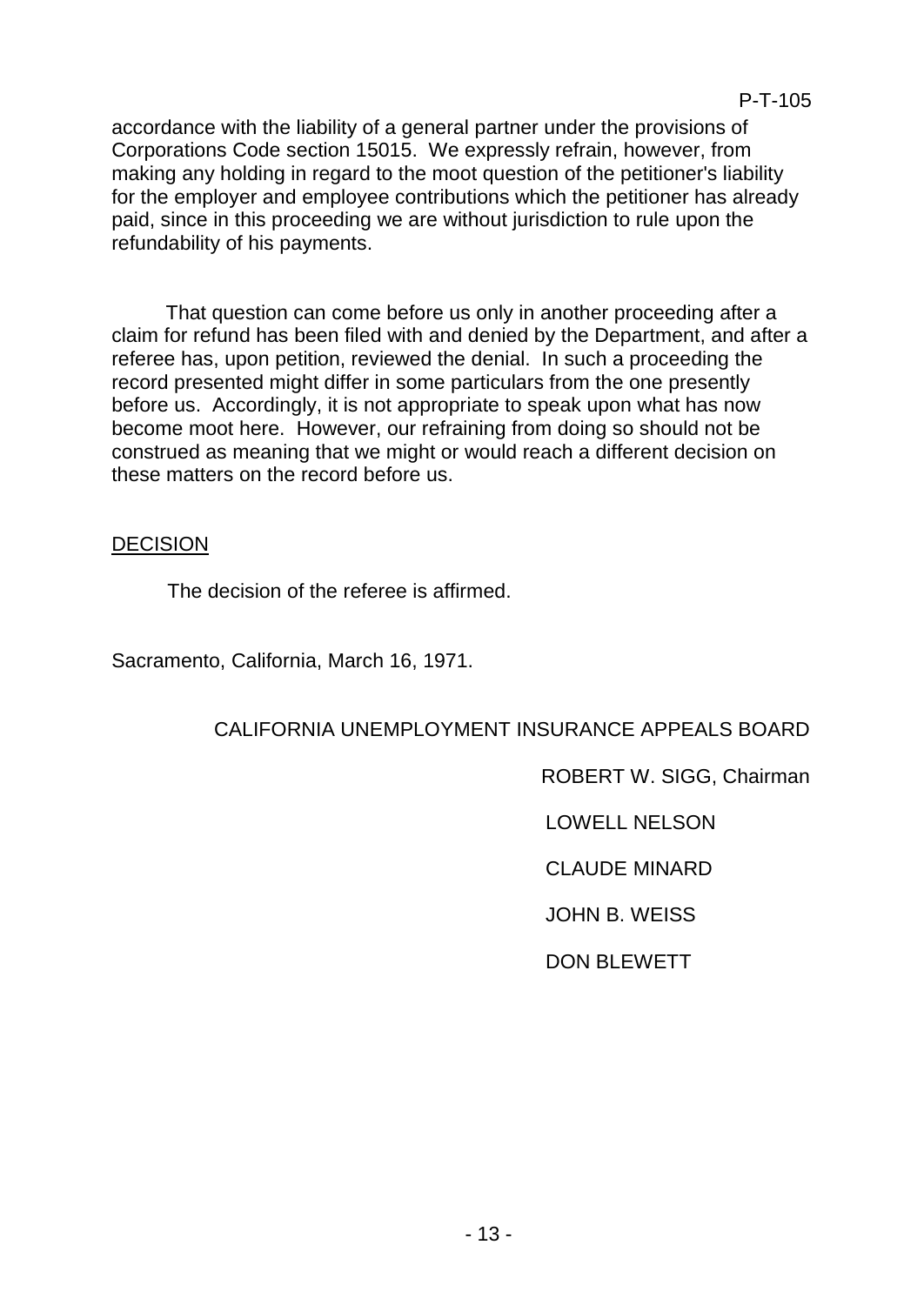accordance with the liability of a general partner under the provisions of Corporations Code section 15015. We expressly refrain, however, from making any holding in regard to the moot question of the petitioner's liability for the employer and employee contributions which the petitioner has already paid, since in this proceeding we are without jurisdiction to rule upon the refundability of his payments.

That question can come before us only in another proceeding after a claim for refund has been filed with and denied by the Department, and after a referee has, upon petition, reviewed the denial. In such a proceeding the record presented might differ in some particulars from the one presently before us. Accordingly, it is not appropriate to speak upon what has now become moot here. However, our refraining from doing so should not be construed as meaning that we might or would reach a different decision on these matters on the record before us.

## DECISION

The decision of the referee is affirmed.

Sacramento, California, March 16, 1971.

CALIFORNIA UNEMPLOYMENT INSURANCE APPEALS BOARD

ROBERT W. SIGG, Chairman

LOWELL NELSON

CLAUDE MINARD

JOHN B. WEISS

DON BLEWETT